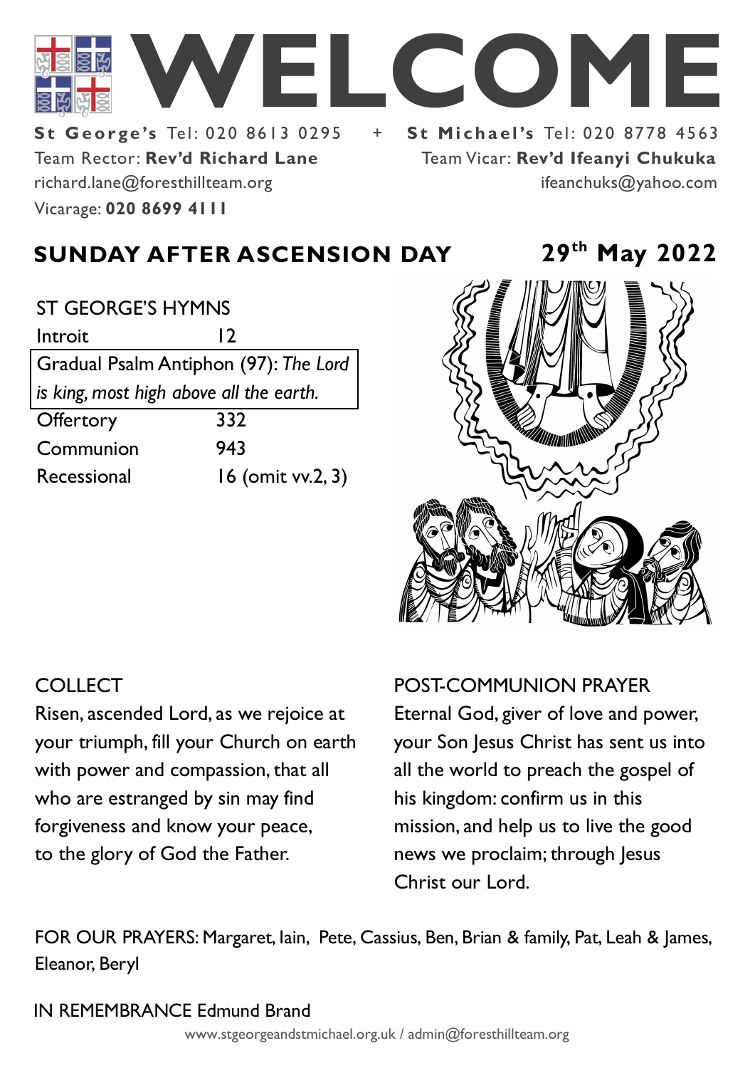# WELCOME

**St George's** Tel: 020 8613 0295 + **St Michael's** Tel: 020 8778 4563

Team Rector: **Rev'd Richard Lane**
richard.lane@foresthillteam.org
Vicarage: **020 8699 4111**

Team Vicar: **Rev'd Ifeanyi Chukuka**
ifeanchuks@yahoo.com

## SUNDAY AFTER ASCENSION DAY — 29th May 2022

ST GEORGE'S HYMNS

| | |
|---|---|
| Introit | 12 |
| Gradual Psalm Antiphon (97): *The Lord is king, most high above all the earth.* | |
| Offertory | 332 |
| Communion | 943 |
| Recessional | 16 (omit vv.2, 3) |

COLLECT

Risen, ascended Lord, as we rejoice at your triumph, fill your Church on earth with power and compassion, that all who are estranged by sin may find forgiveness and know your peace, to the glory of God the Father.

POST-COMMUNION PRAYER

Eternal God, giver of love and power, your Son Jesus Christ has sent us into all the world to preach the gospel of his kingdom: confirm us in this mission, and help us to live the good news we proclaim; through Jesus Christ our Lord.

FOR OUR PRAYERS: Margaret, Iain, Pete, Cassius, Ben, Brian & family, Pat, Leah & James, Eleanor, Beryl

IN REMEMBRANCE Edmund Brand

www.stgeorgeandstmichael.org.uk / admin@foresthillteam.org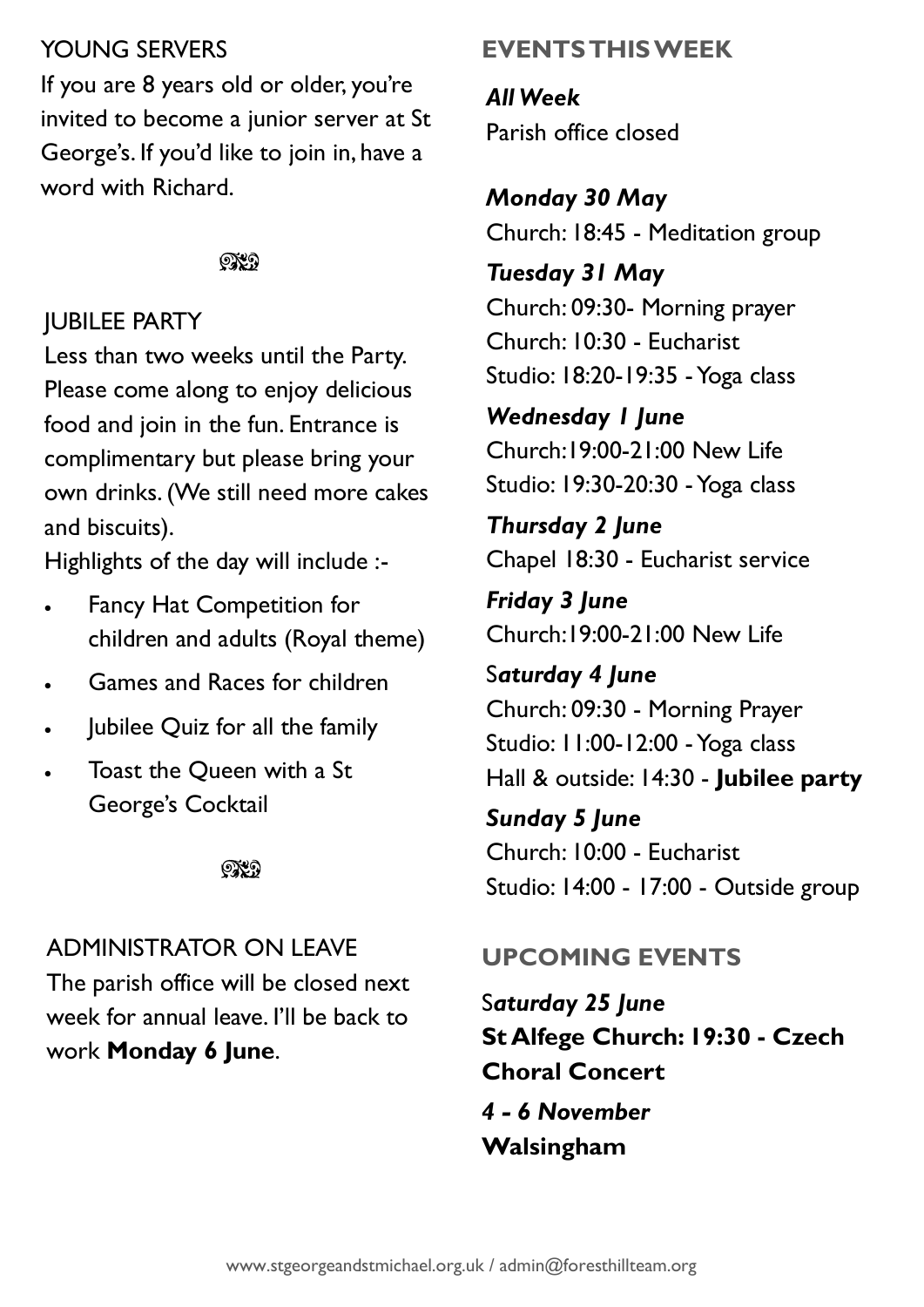## YOUNG SERVERS

If you are 8 years old or older, you're invited to become a junior server at St George's. If you'd like to join in, have a word with Richard.

## JUBILEE PARTY

Less than two weeks until the Party. Please come along to enjoy delicious food and join in the fun. Entrance is complimentary but please bring your own drinks. (We still need more cakes and biscuits).

Highlights of the day will include :-

- Fancy Hat Competition for children and adults (Royal theme)
- Games and Races for children
- Jubilee Quiz for all the family
- Toast the Queen with a St George's Cocktail

## ADMINISTRATOR ON LEAVE

The parish office will be closed next week for annual leave. I'll be back to work **Monday 6 June**.

## EVENTS THIS WEEK

***All Week***
Parish office closed

***Monday 30 May***
Church: 18:45 - Meditation group

***Tuesday 31 May***
Church: 09:30- Morning prayer
Church: 10:30 - Eucharist
Studio: 18:20-19:35 - Yoga class

***Wednesday 1 June***
Church:19:00-21:00 New Life
Studio: 19:30-20:30 - Yoga class

***Thursday 2 June***
Chapel 18:30 - Eucharist service

***Friday 3 June***
Church:19:00-21:00 New Life

***Saturday 4 June***
Church: 09:30 - Morning Prayer
Studio: 11:00-12:00 - Yoga class
Hall & outside: 14:30 - **Jubilee party**

***Sunday 5 June***
Church: 10:00 - Eucharist
Studio: 14:00 - 17:00 - Outside group

## UPCOMING EVENTS

***Saturday 25 June***
**St Alfege Church: 19:30 - Czech Choral Concert**

***4 - 6 November***
**Walsingham**

www.stgeorgeandstmichael.org.uk / admin@foresthillteam.org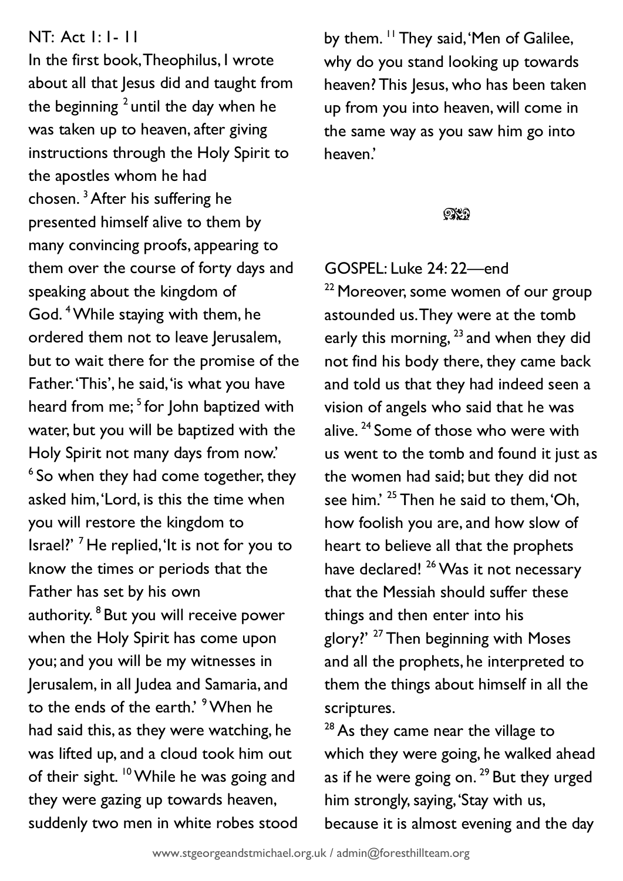NT: Act 1: 1- 11

In the first book, Theophilus, I wrote about all that Jesus did and taught from the beginning [2] until the day when he was taken up to heaven, after giving instructions through the Holy Spirit to the apostles whom he had chosen. [3] After his suffering he presented himself alive to them by many convincing proofs, appearing to them over the course of forty days and speaking about the kingdom of God. [4] While staying with them, he ordered them not to leave Jerusalem, but to wait there for the promise of the Father. 'This', he said, 'is what you have heard from me; [5] for John baptized with water, but you will be baptized with the Holy Spirit not many days from now.' [6] So when they had come together, they asked him, 'Lord, is this the time when you will restore the kingdom to Israel?' [7] He replied, 'It is not for you to know the times or periods that the Father has set by his own authority. [8] But you will receive power when the Holy Spirit has come upon you; and you will be my witnesses in Jerusalem, in all Judea and Samaria, and to the ends of the earth.' [9] When he had said this, as they were watching, he was lifted up, and a cloud took him out of their sight. [10] While he was going and they were gazing up towards heaven, suddenly two men in white robes stood by them. [11] They said, 'Men of Galilee, why do you stand looking up towards heaven? This Jesus, who has been taken up from you into heaven, will come in the same way as you saw him go into heaven.'

GOSPEL: Luke 24: 22—end

[22] Moreover, some women of our group astounded us. They were at the tomb early this morning, [23] and when they did not find his body there, they came back and told us that they had indeed seen a vision of angels who said that he was alive. [24] Some of those who were with us went to the tomb and found it just as the women had said; but they did not see him.' [25] Then he said to them, 'Oh, how foolish you are, and how slow of heart to believe all that the prophets have declared! [26] Was it not necessary that the Messiah should suffer these things and then enter into his glory?' [27] Then beginning with Moses and all the prophets, he interpreted to them the things about himself in all the scriptures.

[28] As they came near the village to which they were going, he walked ahead as if he were going on. [29] But they urged him strongly, saying, 'Stay with us, because it is almost evening and the day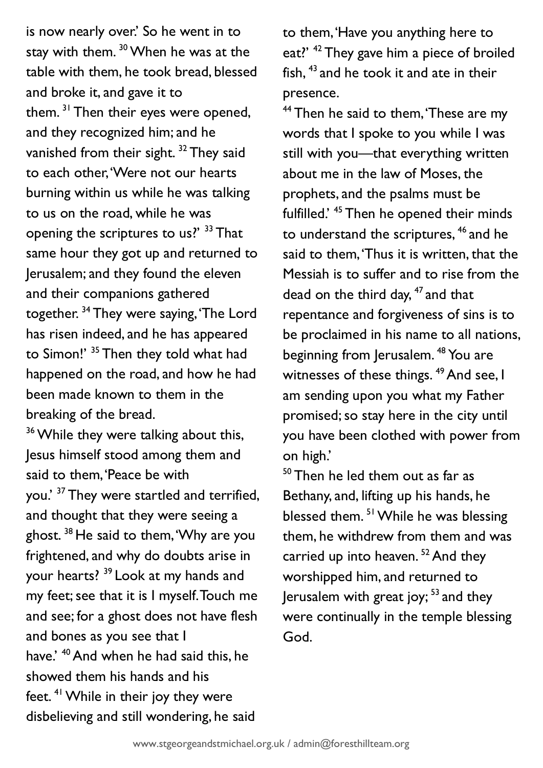is now nearly over.' So he went in to stay with them. [30] When he was at the table with them, he took bread, blessed and broke it, and gave it to them. [31] Then their eyes were opened, and they recognized him; and he vanished from their sight. [32] They said to each other, 'Were not our hearts burning within us while he was talking to us on the road, while he was opening the scriptures to us?' [33] That same hour they got up and returned to Jerusalem; and they found the eleven and their companions gathered together. [34] They were saying, 'The Lord has risen indeed, and he has appeared to Simon!' [35] Then they told what had happened on the road, and how he had been made known to them in the breaking of the bread.

[36] While they were talking about this, Jesus himself stood among them and said to them, 'Peace be with you.' [37] They were startled and terrified, and thought that they were seeing a ghost. [38] He said to them, 'Why are you frightened, and why do doubts arise in your hearts? [39] Look at my hands and my feet; see that it is I myself. Touch me and see; for a ghost does not have flesh and bones as you see that I have.' [40] And when he had said this, he showed them his hands and his feet. [41] While in their joy they were disbelieving and still wondering, he said to them, 'Have you anything here to eat?' [42] They gave him a piece of broiled fish, [43] and he took it and ate in their presence.

[44] Then he said to them, 'These are my words that I spoke to you while I was still with you—that everything written about me in the law of Moses, the prophets, and the psalms must be fulfilled.' [45] Then he opened their minds to understand the scriptures, [46] and he said to them, 'Thus it is written, that the Messiah is to suffer and to rise from the dead on the third day, [47] and that repentance and forgiveness of sins is to be proclaimed in his name to all nations, beginning from Jerusalem. [48] You are witnesses of these things. [49] And see, I am sending upon you what my Father promised; so stay here in the city until you have been clothed with power from on high.'

[50] Then he led them out as far as Bethany, and, lifting up his hands, he blessed them. [51] While he was blessing them, he withdrew from them and was carried up into heaven. [52] And they worshipped him, and returned to Jerusalem with great joy; [53] and they were continually in the temple blessing God.